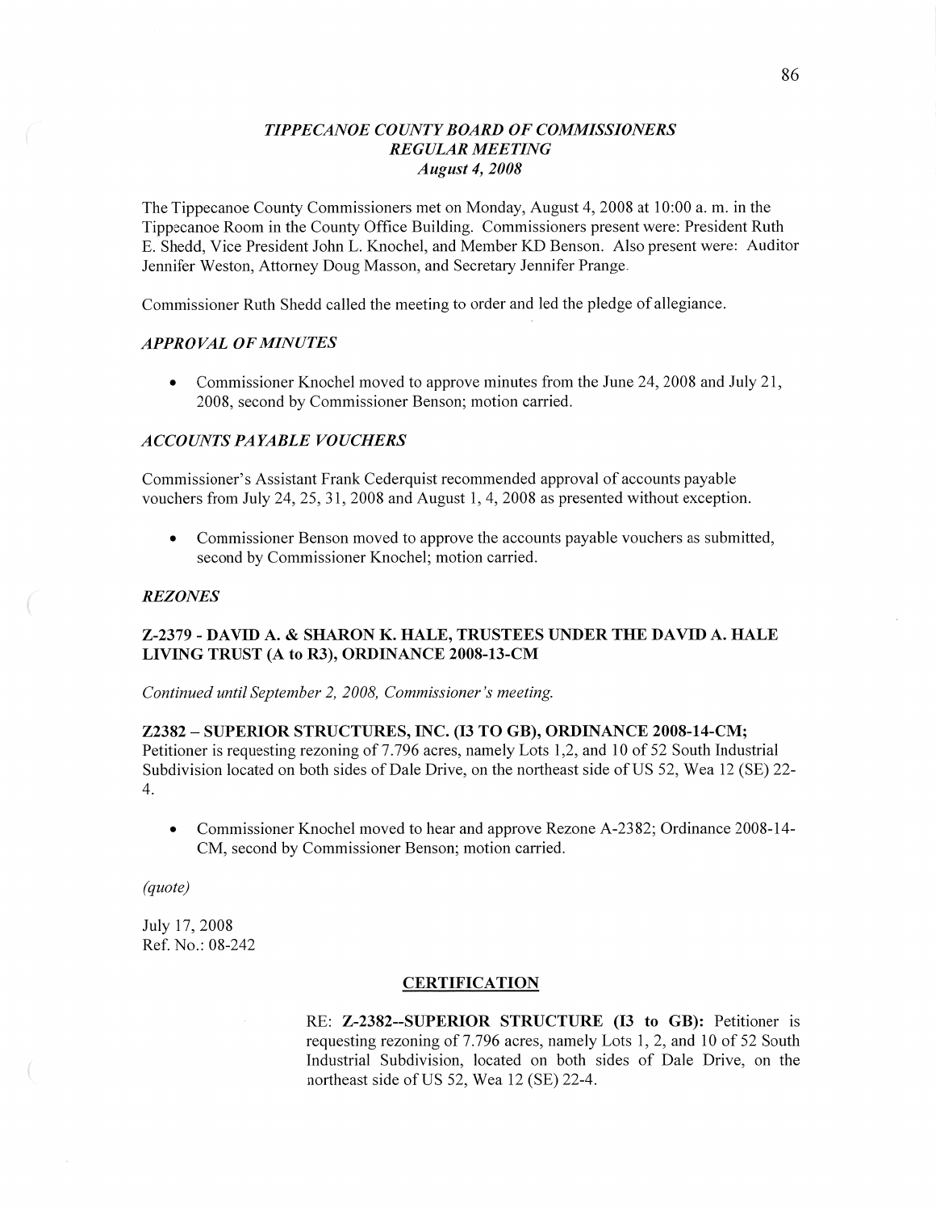### *TIPPECANOE COUNTY BOARD OF COMMISSIONERS*
### *REGULAR MEETING*
### *August 4, 2008*

The Tippecanoe County Commissioners met on Monday, August 4, 2008 at 10:00 a. m. in the Tippecanoe Room in the County Office Building. Commissioners present were: President Ruth E. Shedd, Vice President John L. Knochel, and Member KD Benson. Also present were: Auditor Jennifer Weston, Attorney Doug Masson, and Secretary Jennifer Prange.

Commissioner Ruth Shedd called the meeting to order and led the pledge of allegiance.

#### *APPROVAL OF MINUTES*

- Commissioner Knochel moved to approve minutes from the June 24, 2008 and July 21, 2008, second by Commissioner Benson; motion carried.

#### *ACCOUNTS PAYABLE VOUCHERS*

Commissioner's Assistant Frank Cederquist recommended approval of accounts payable vouchers from July 24, 25, 31, 2008 and August 1, 4, 2008 as presented without exception.

- Commissioner Benson moved to approve the accounts payable vouchers as submitted, second by Commissioner Knochel; motion carried.

#### *REZONES*

**Z-2379 - DAVID A. & SHARON K. HALE, TRUSTEES UNDER THE DAVID A. HALE LIVING TRUST (A to R3), ORDINANCE 2008-13-CM**

*Continued until September 2, 2008, Commissioner's meeting.*

**Z2382 – SUPERIOR STRUCTURES, INC. (I3 TO GB), ORDINANCE 2008-14-CM;** Petitioner is requesting rezoning of 7.796 acres, namely Lots 1,2, and 10 of 52 South Industrial Subdivision located on both sides of Dale Drive, on the northeast side of US 52, Wea 12 (SE) 22-4.

- Commissioner Knochel moved to hear and approve Rezone A-2382; Ordinance 2008-14-CM, second by Commissioner Benson; motion carried.

*(quote)*

July 17, 2008
Ref. No.: 08-242

**CERTIFICATION**

RE: **Z-2382--SUPERIOR STRUCTURE (I3 to GB):** Petitioner is requesting rezoning of 7.796 acres, namely Lots 1, 2, and 10 of 52 South Industrial Subdivision, located on both sides of Dale Drive, on the northeast side of US 52, Wea 12 (SE) 22-4.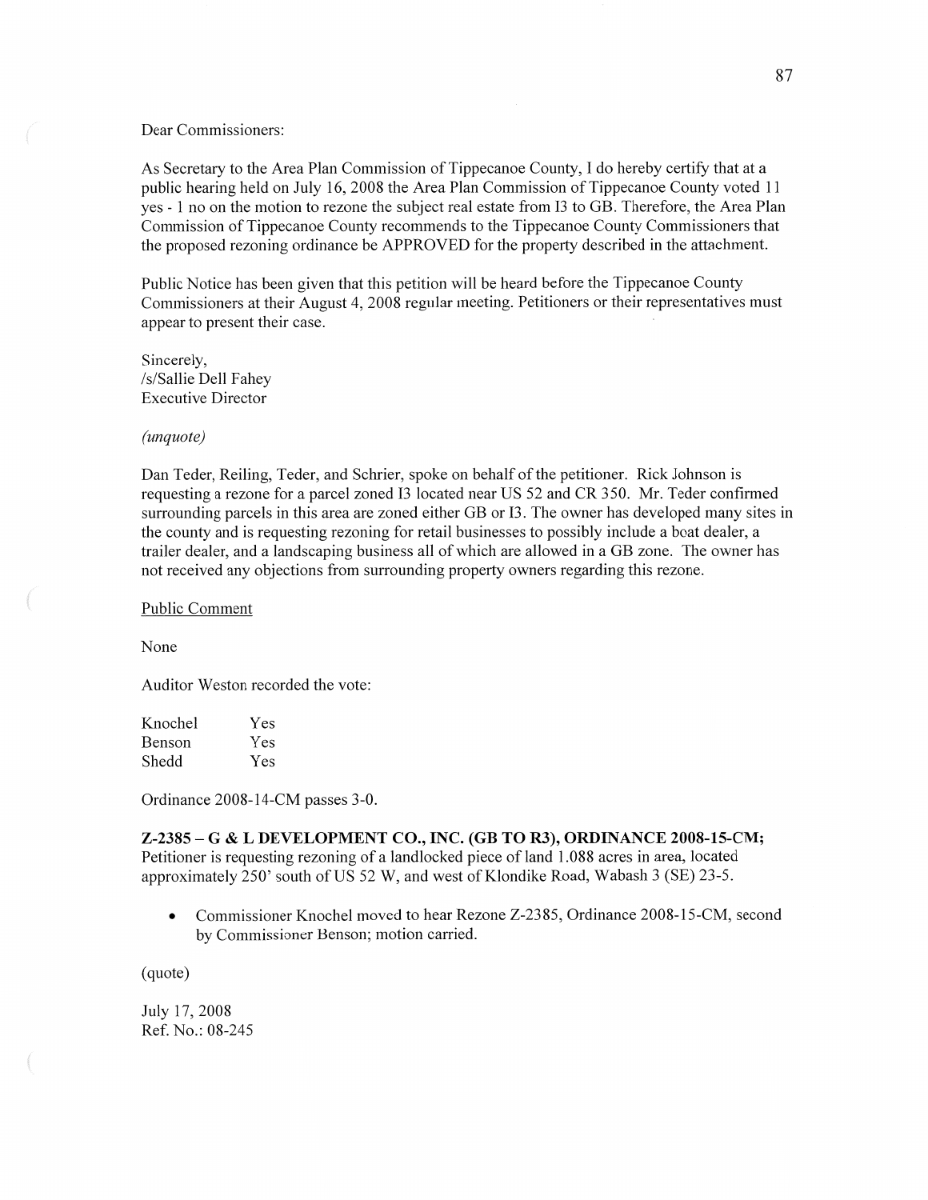Dear Commissioners:

As Secretary to the Area Plan Commission of Tippecanoe County, I do hereby certify that at a public hearing held on July 16, 2008 the Area Plan Commission of Tippecanoe County voted 11 yes - 1 no on the motion to rezone the subject real estate from I3 to GB. Therefore, the Area Plan Commission of Tippecanoe County recommends to the Tippecanoe County Commissioners that the proposed rezoning ordinance be APPROVED for the property described in the attachment.

Public Notice has been given that this petition will be heard before the Tippecanoe County Commissioners at their August 4, 2008 regular meeting. Petitioners or their representatives must appear to present their case.

Sincerely,
/s/Sallie Dell Fahey
Executive Director

*(unquote)*

Dan Teder, Reiling, Teder, and Schrier, spoke on behalf of the petitioner. Rick Johnson is requesting a rezone for a parcel zoned I3 located near US 52 and CR 350. Mr. Teder confirmed surrounding parcels in this area are zoned either GB or I3. The owner has developed many sites in the county and is requesting rezoning for retail businesses to possibly include a boat dealer, a trailer dealer, and a landscaping business all of which are allowed in a GB zone. The owner has not received any objections from surrounding property owners regarding this rezone.

Public Comment

None

Auditor Weston recorded the vote:

| | |
|---|---|
| Knochel | Yes |
| Benson | Yes |
| Shedd | Yes |

Ordinance 2008-14-CM passes 3-0.

**Z-2385 – G & L DEVELOPMENT CO., INC. (GB TO R3), ORDINANCE 2008-15-CM;**
Petitioner is requesting rezoning of a landlocked piece of land 1.088 acres in area, located approximately 250' south of US 52 W, and west of Klondike Road, Wabash 3 (SE) 23-5.

- Commissioner Knochel moved to hear Rezone Z-2385, Ordinance 2008-15-CM, second by Commissioner Benson; motion carried.

(quote)

July 17, 2008
Ref. No.: 08-245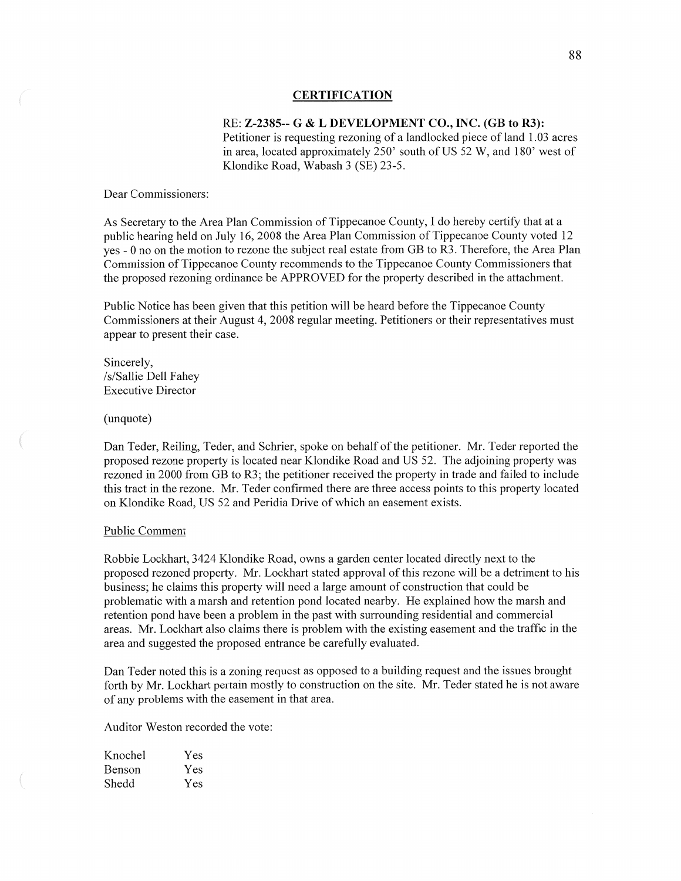## CERTIFICATION

RE: **Z-2385-- G & L DEVELOPMENT CO., INC. (GB to R3):** Petitioner is requesting rezoning of a landlocked piece of land 1.03 acres in area, located approximately 250' south of US 52 W, and 180' west of Klondike Road, Wabash 3 (SE) 23-5.

Dear Commissioners:

As Secretary to the Area Plan Commission of Tippecanoe County, I do hereby certify that at a public hearing held on July 16, 2008 the Area Plan Commission of Tippecanoe County voted 12 yes - 0 no on the motion to rezone the subject real estate from GB to R3. Therefore, the Area Plan Commission of Tippecanoe County recommends to the Tippecanoe County Commissioners that the proposed rezoning ordinance be APPROVED for the property described in the attachment.

Public Notice has been given that this petition will be heard before the Tippecanoe County Commissioners at their August 4, 2008 regular meeting. Petitioners or their representatives must appear to present their case.

Sincerely,
/s/Sallie Dell Fahey
Executive Director

(unquote)

Dan Teder, Reiling, Teder, and Schrier, spoke on behalf of the petitioner. Mr. Teder reported the proposed rezone property is located near Klondike Road and US 52. The adjoining property was rezoned in 2000 from GB to R3; the petitioner received the property in trade and failed to include this tract in the rezone. Mr. Teder confirmed there are three access points to this property located on Klondike Road, US 52 and Peridia Drive of which an easement exists.

Public Comment

Robbie Lockhart, 3424 Klondike Road, owns a garden center located directly next to the proposed rezoned property. Mr. Lockhart stated approval of this rezone will be a detriment to his business; he claims this property will need a large amount of construction that could be problematic with a marsh and retention pond located nearby. He explained how the marsh and retention pond have been a problem in the past with surrounding residential and commercial areas. Mr. Lockhart also claims there is problem with the existing easement and the traffic in the area and suggested the proposed entrance be carefully evaluated.

Dan Teder noted this is a zoning request as opposed to a building request and the issues brought forth by Mr. Lockhart pertain mostly to construction on the site. Mr. Teder stated he is not aware of any problems with the easement in that area.

Auditor Weston recorded the vote:

| | |
|---|---|
| Knochel | Yes |
| Benson | Yes |
| Shedd | Yes |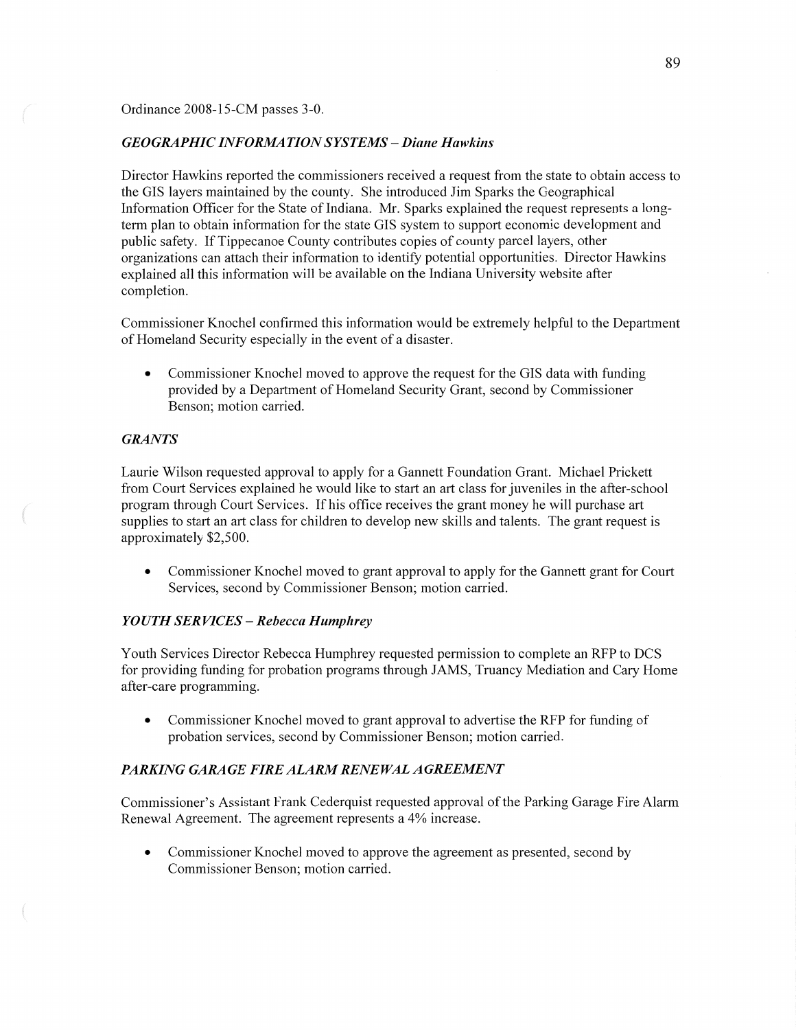Ordinance 2008-15-CM passes 3-0.

### *GEOGRAPHIC INFORMATION SYSTEMS – Diane Hawkins*

Director Hawkins reported the commissioners received a request from the state to obtain access to the GIS layers maintained by the county. She introduced Jim Sparks the Geographical Information Officer for the State of Indiana. Mr. Sparks explained the request represents a long-term plan to obtain information for the state GIS system to support economic development and public safety. If Tippecanoe County contributes copies of county parcel layers, other organizations can attach their information to identify potential opportunities. Director Hawkins explained all this information will be available on the Indiana University website after completion.

Commissioner Knochel confirmed this information would be extremely helpful to the Department of Homeland Security especially in the event of a disaster.

- Commissioner Knochel moved to approve the request for the GIS data with funding provided by a Department of Homeland Security Grant, second by Commissioner Benson; motion carried.

### *GRANTS*

Laurie Wilson requested approval to apply for a Gannett Foundation Grant. Michael Prickett from Court Services explained he would like to start an art class for juveniles in the after-school program through Court Services. If his office receives the grant money he will purchase art supplies to start an art class for children to develop new skills and talents. The grant request is approximately $2,500.

- Commissioner Knochel moved to grant approval to apply for the Gannett grant for Court Services, second by Commissioner Benson; motion carried.

### *YOUTH SERVICES – Rebecca Humphrey*

Youth Services Director Rebecca Humphrey requested permission to complete an RFP to DCS for providing funding for probation programs through JAMS, Truancy Mediation and Cary Home after-care programming.

- Commissioner Knochel moved to grant approval to advertise the RFP for funding of probation services, second by Commissioner Benson; motion carried.

### *PARKING GARAGE FIRE ALARM RENEWAL AGREEMENT*

Commissioner's Assistant Frank Cederquist requested approval of the Parking Garage Fire Alarm Renewal Agreement. The agreement represents a 4% increase.

- Commissioner Knochel moved to approve the agreement as presented, second by Commissioner Benson; motion carried.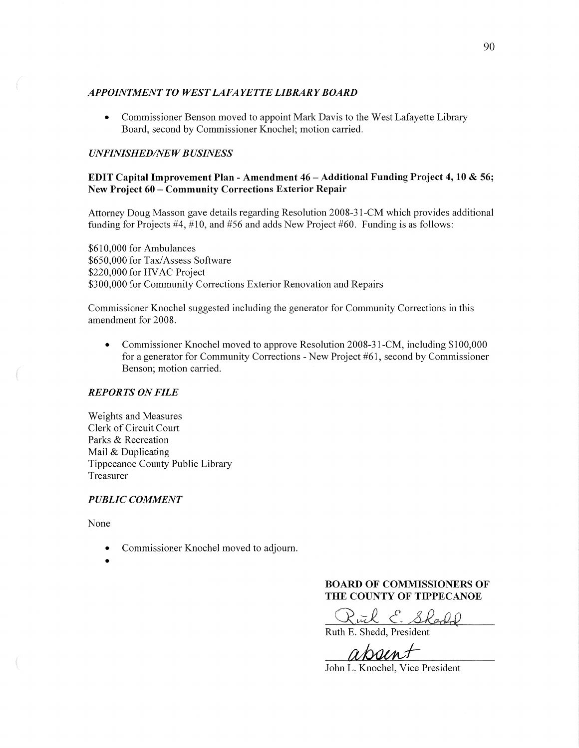### *APPOINTMENT TO WEST LAFAYETTE LIBRARY BOARD*

- Commissioner Benson moved to appoint Mark Davis to the West Lafayette Library Board, second by Commissioner Knochel; motion carried.

### *UNFINISHED/NEW BUSINESS*

**EDIT Capital Improvement Plan - Amendment 46 – Additional Funding Project 4, 10 & 56; New Project 60 – Community Corrections Exterior Repair**

Attorney Doug Masson gave details regarding Resolution 2008-31-CM which provides additional funding for Projects #4, #10, and #56 and adds New Project #60. Funding is as follows:

$610,000 for Ambulances
$650,000 for Tax/Assess Software
$220,000 for HVAC Project
$300,000 for Community Corrections Exterior Renovation and Repairs

Commissioner Knochel suggested including the generator for Community Corrections in this amendment for 2008.

- Commissioner Knochel moved to approve Resolution 2008-31-CM, including $100,000 for a generator for Community Corrections - New Project #61, second by Commissioner Benson; motion carried.

### *REPORTS ON FILE*

Weights and Measures
Clerk of Circuit Court
Parks & Recreation
Mail & Duplicating
Tippecanoe County Public Library
Treasurer

### *PUBLIC COMMENT*

None

- Commissioner Knochel moved to adjourn.
- 

**BOARD OF COMMISSIONERS OF THE COUNTY OF TIPPECANOE**

Ruth E. Shedd
Ruth E. Shedd, President

absent
John L. Knochel, Vice President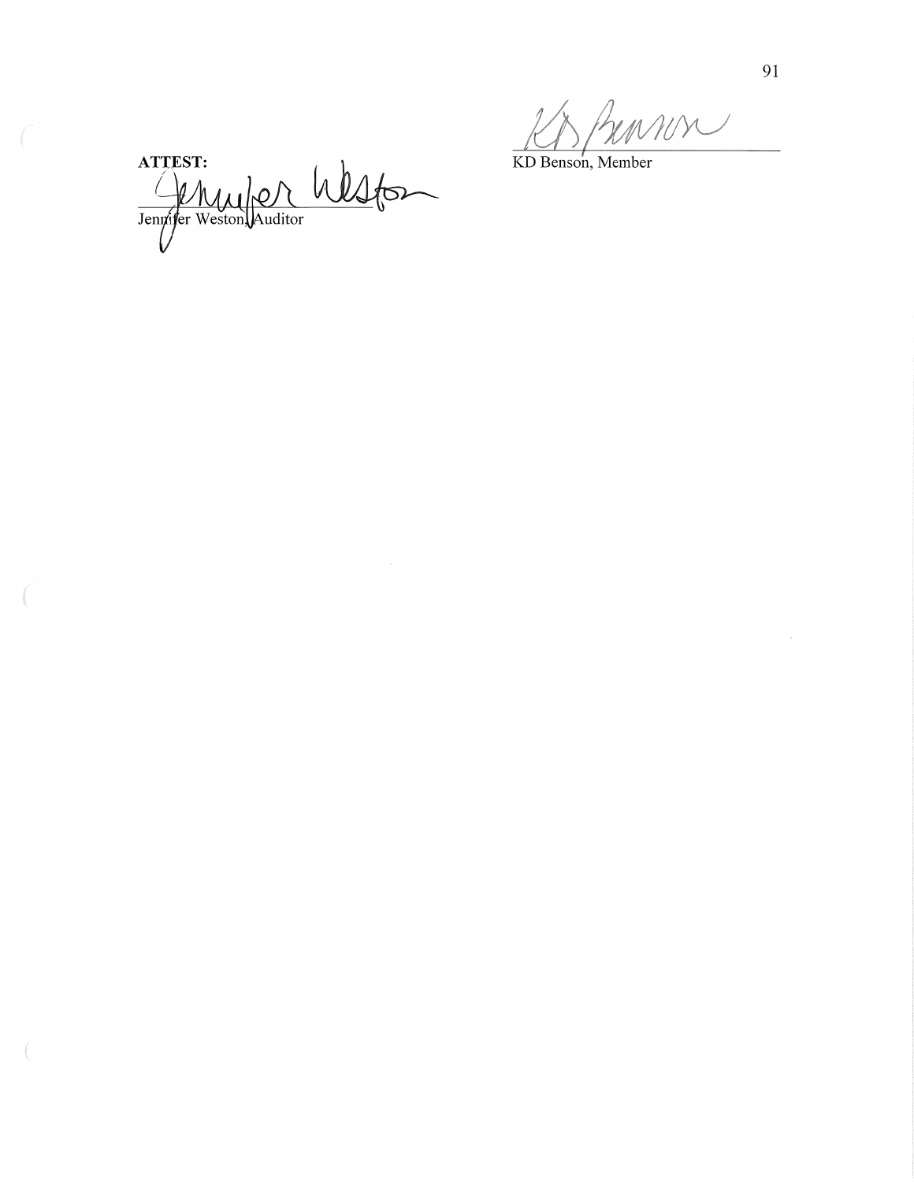KD Benson, Member

**ATTEST:**

Jennifer Weston, Auditor